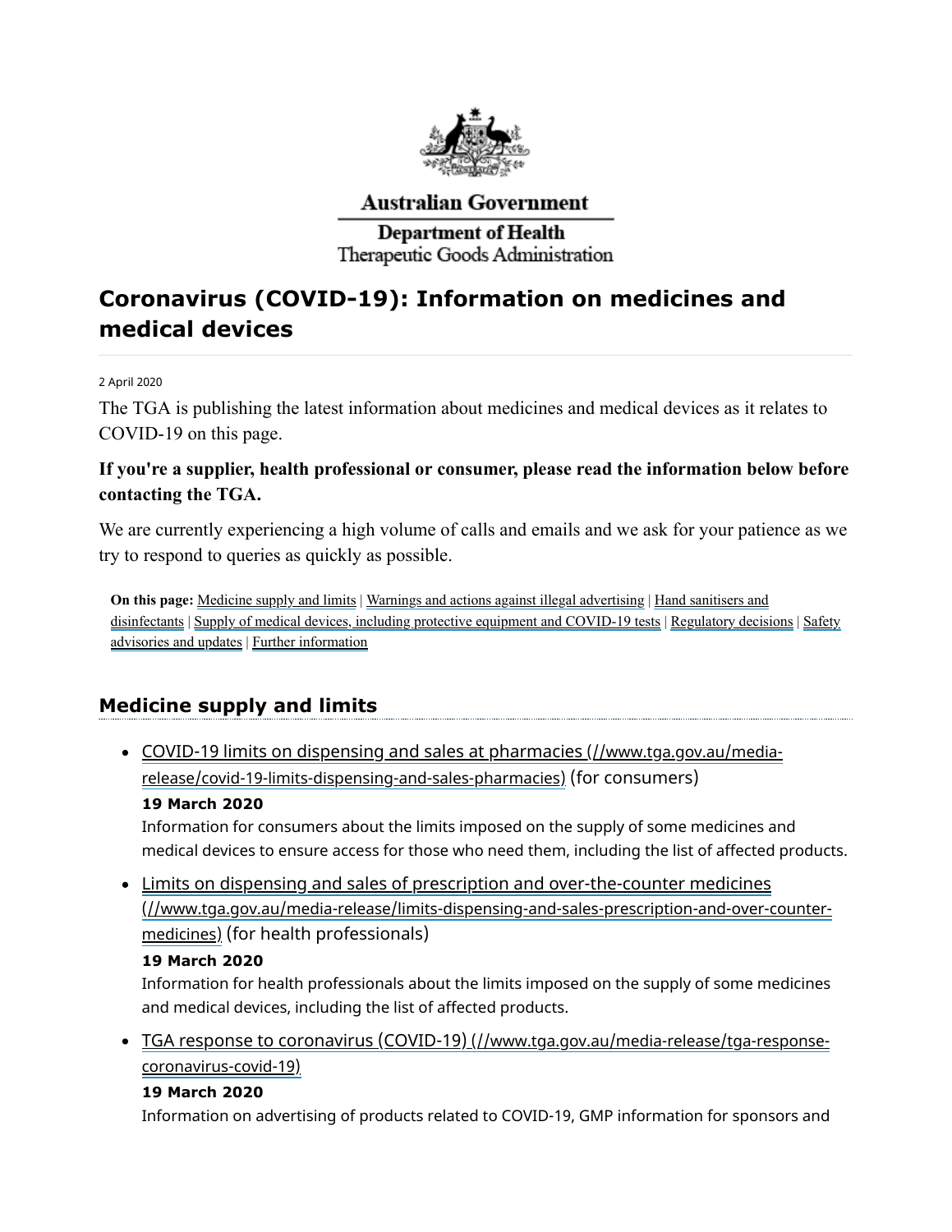Australian Government

Department of Health
Therapeutic Goods Administration

# Coronavirus (COVID-19): Information on medicines and medical devices

2 April 2020

The TGA is publishing the latest information about medicines and medical devices as it relates to COVID-19 on this page.

**If you're a supplier, health professional or consumer, please read the information below before contacting the TGA.**

We are currently experiencing a high volume of calls and emails and we ask for your patience as we try to respond to queries as quickly as possible.

**On this page:** Medicine supply and limits | Warnings and actions against illegal advertising | Hand sanitisers and disinfectants | Supply of medical devices, including protective equipment and COVID-19 tests | Regulatory decisions | Safety advisories and updates | Further information

## Medicine supply and limits

- COVID-19 limits on dispensing and sales at pharmacies (//www.tga.gov.au/media-release/covid-19-limits-dispensing-and-sales-pharmacies) (for consumers)
  **19 March 2020**
  Information for consumers about the limits imposed on the supply of some medicines and medical devices to ensure access for those who need them, including the list of affected products.
- Limits on dispensing and sales of prescription and over-the-counter medicines (//www.tga.gov.au/media-release/limits-dispensing-and-sales-prescription-and-over-counter-medicines) (for health professionals)
  **19 March 2020**
  Information for health professionals about the limits imposed on the supply of some medicines and medical devices, including the list of affected products.
- TGA response to coronavirus (COVID-19) (//www.tga.gov.au/media-release/tga-response-coronavirus-covid-19)
  **19 March 2020**
  Information on advertising of products related to COVID-19, GMP information for sponsors and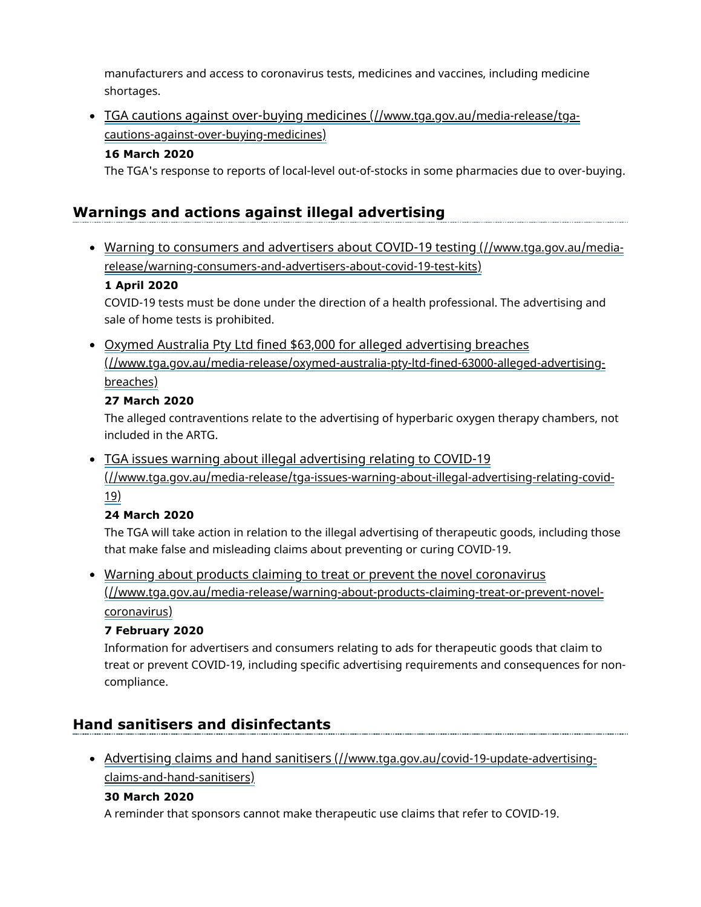manufacturers and access to coronavirus tests, medicines and vaccines, including medicine shortages.

- [TGA cautions against over-buying medicines (//www.tga.gov.au/media-release/tga-cautions-against-over-buying-medicines)](//www.tga.gov.au/media-release/tga-cautions-against-over-buying-medicines)
  **16 March 2020**
  The TGA's response to reports of local-level out-of-stocks in some pharmacies due to over-buying.

## Warnings and actions against illegal advertising

- [Warning to consumers and advertisers about COVID-19 testing (//www.tga.gov.au/media-release/warning-consumers-and-advertisers-about-covid-19-test-kits)](//www.tga.gov.au/media-release/warning-consumers-and-advertisers-about-covid-19-test-kits)
  **1 April 2020**
  COVID-19 tests must be done under the direction of a health professional. The advertising and sale of home tests is prohibited.

- [Oxymed Australia Pty Ltd fined $63,000 for alleged advertising breaches (//www.tga.gov.au/media-release/oxymed-australia-pty-ltd-fined-63000-alleged-advertising-breaches)](//www.tga.gov.au/media-release/oxymed-australia-pty-ltd-fined-63000-alleged-advertising-breaches)
  **27 March 2020**
  The alleged contraventions relate to the advertising of hyperbaric oxygen therapy chambers, not included in the ARTG.

- [TGA issues warning about illegal advertising relating to COVID-19 (//www.tga.gov.au/media-release/tga-issues-warning-about-illegal-advertising-relating-covid-19)](//www.tga.gov.au/media-release/tga-issues-warning-about-illegal-advertising-relating-covid-19)
  **24 March 2020**
  The TGA will take action in relation to the illegal advertising of therapeutic goods, including those that make false and misleading claims about preventing or curing COVID-19.

- [Warning about products claiming to treat or prevent the novel coronavirus (//www.tga.gov.au/media-release/warning-about-products-claiming-treat-or-prevent-novel-coronavirus)](//www.tga.gov.au/media-release/warning-about-products-claiming-treat-or-prevent-novel-coronavirus)
  **7 February 2020**
  Information for advertisers and consumers relating to ads for therapeutic goods that claim to treat or prevent COVID-19, including specific advertising requirements and consequences for non-compliance.

## Hand sanitisers and disinfectants

- [Advertising claims and hand sanitisers (//www.tga.gov.au/covid-19-update-advertising-claims-and-hand-sanitisers)](//www.tga.gov.au/covid-19-update-advertising-claims-and-hand-sanitisers)
  **30 March 2020**
  A reminder that sponsors cannot make therapeutic use claims that refer to COVID-19.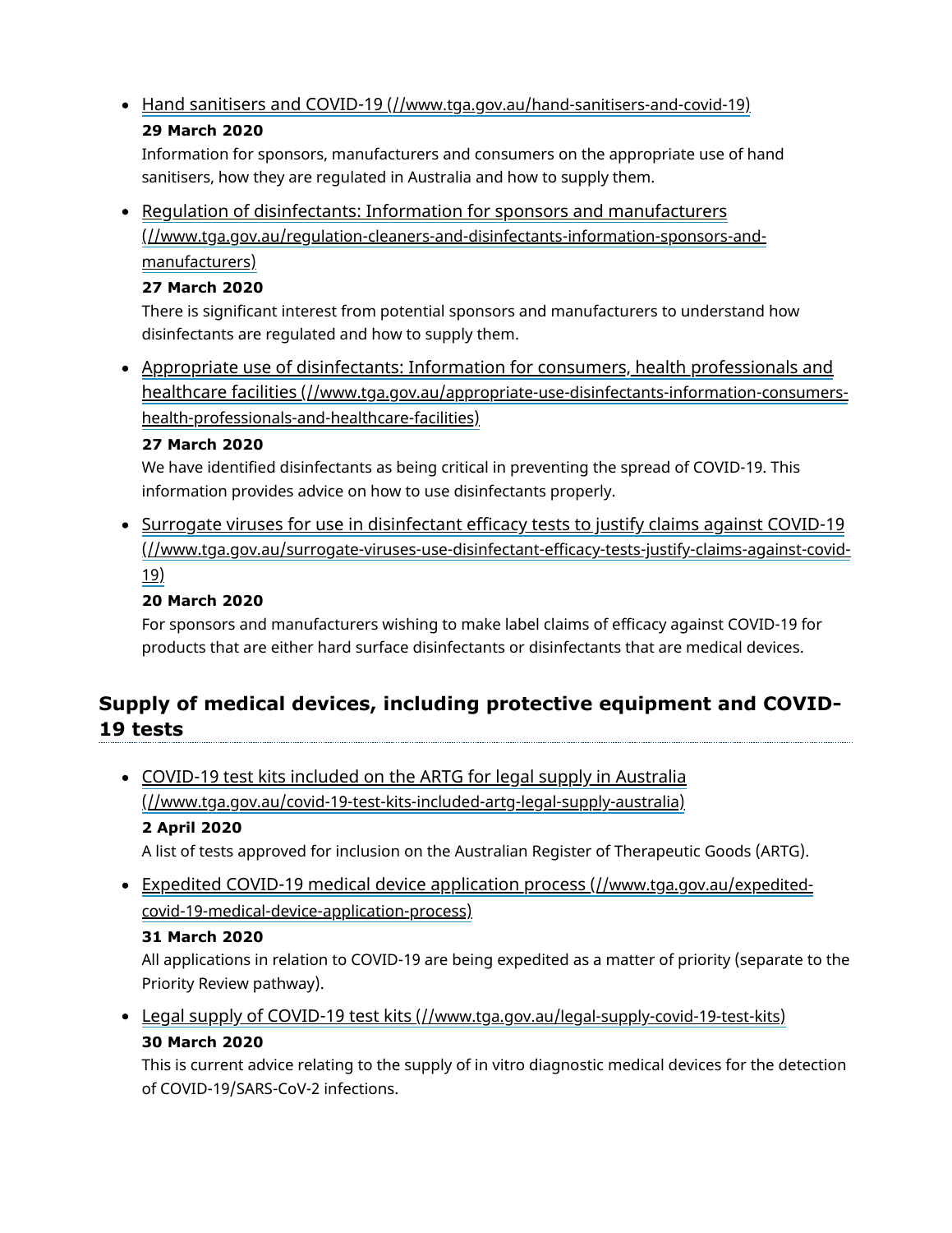- [Hand sanitisers and COVID-19 (//www.tga.gov.au/hand-sanitisers-and-covid-19)](//www.tga.gov.au/hand-sanitisers-and-covid-19)

  **29 March 2020**

  Information for sponsors, manufacturers and consumers on the appropriate use of hand sanitisers, how they are regulated in Australia and how to supply them.

- [Regulation of disinfectants: Information for sponsors and manufacturers (//www.tga.gov.au/regulation-cleaners-and-disinfectants-information-sponsors-and-manufacturers)](//www.tga.gov.au/regulation-cleaners-and-disinfectants-information-sponsors-and-manufacturers)

  **27 March 2020**

  There is significant interest from potential sponsors and manufacturers to understand how disinfectants are regulated and how to supply them.

- [Appropriate use of disinfectants: Information for consumers, health professionals and healthcare facilities (//www.tga.gov.au/appropriate-use-disinfectants-information-consumers-health-professionals-and-healthcare-facilities)](//www.tga.gov.au/appropriate-use-disinfectants-information-consumers-health-professionals-and-healthcare-facilities)

  **27 March 2020**

  We have identified disinfectants as being critical in preventing the spread of COVID-19. This information provides advice on how to use disinfectants properly.

- [Surrogate viruses for use in disinfectant efficacy tests to justify claims against COVID-19 (//www.tga.gov.au/surrogate-viruses-use-disinfectant-efficacy-tests-justify-claims-against-covid-19)](//www.tga.gov.au/surrogate-viruses-use-disinfectant-efficacy-tests-justify-claims-against-covid-19)

  **20 March 2020**

  For sponsors and manufacturers wishing to make label claims of efficacy against COVID-19 for products that are either hard surface disinfectants or disinfectants that are medical devices.

## Supply of medical devices, including protective equipment and COVID-19 tests

- [COVID-19 test kits included on the ARTG for legal supply in Australia (//www.tga.gov.au/covid-19-test-kits-included-artg-legal-supply-australia)](//www.tga.gov.au/covid-19-test-kits-included-artg-legal-supply-australia)

  **2 April 2020**

  A list of tests approved for inclusion on the Australian Register of Therapeutic Goods (ARTG).

- [Expedited COVID-19 medical device application process (//www.tga.gov.au/expedited-covid-19-medical-device-application-process)](//www.tga.gov.au/expedited-covid-19-medical-device-application-process)

  **31 March 2020**

  All applications in relation to COVID-19 are being expedited as a matter of priority (separate to the Priority Review pathway).

- [Legal supply of COVID-19 test kits (//www.tga.gov.au/legal-supply-covid-19-test-kits)](//www.tga.gov.au/legal-supply-covid-19-test-kits)

  **30 March 2020**

  This is current advice relating to the supply of in vitro diagnostic medical devices for the detection of COVID-19/SARS-CoV-2 infections.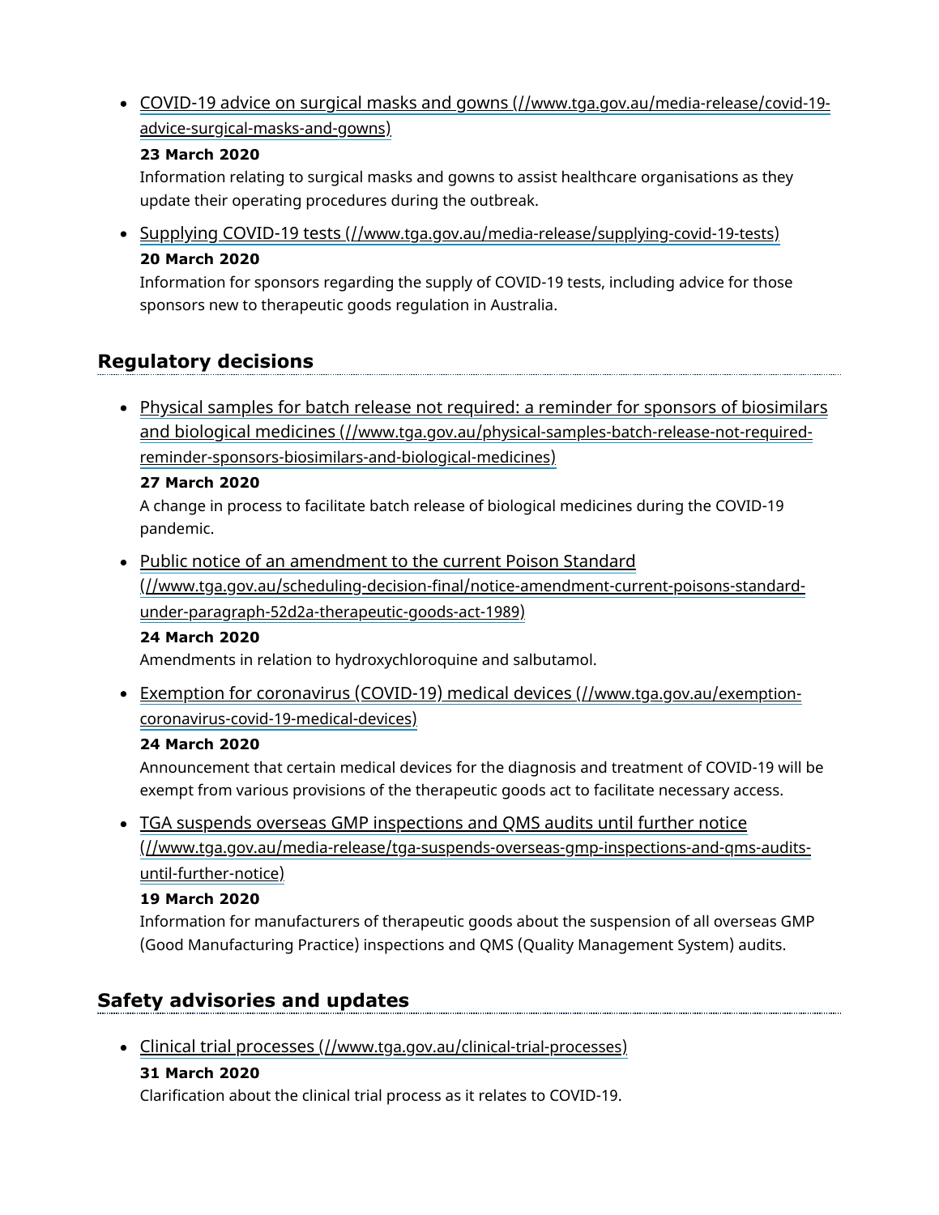- COVID-19 advice on surgical masks and gowns (//www.tga.gov.au/media-release/covid-19-advice-surgical-masks-and-gowns)

  **23 March 2020**

  Information relating to surgical masks and gowns to assist healthcare organisations as they update their operating procedures during the outbreak.

- Supplying COVID-19 tests (//www.tga.gov.au/media-release/supplying-covid-19-tests)

  **20 March 2020**

  Information for sponsors regarding the supply of COVID-19 tests, including advice for those sponsors new to therapeutic goods regulation in Australia.

## Regulatory decisions

- Physical samples for batch release not required: a reminder for sponsors of biosimilars and biological medicines (//www.tga.gov.au/physical-samples-batch-release-not-required-reminder-sponsors-biosimilars-and-biological-medicines)

  **27 March 2020**

  A change in process to facilitate batch release of biological medicines during the COVID-19 pandemic.

- Public notice of an amendment to the current Poison Standard (//www.tga.gov.au/scheduling-decision-final/notice-amendment-current-poisons-standard-under-paragraph-52d2a-therapeutic-goods-act-1989)

  **24 March 2020**

  Amendments in relation to hydroxychloroquine and salbutamol.

- Exemption for coronavirus (COVID-19) medical devices (//www.tga.gov.au/exemption-coronavirus-covid-19-medical-devices)

  **24 March 2020**

  Announcement that certain medical devices for the diagnosis and treatment of COVID-19 will be exempt from various provisions of the therapeutic goods act to facilitate necessary access.

- TGA suspends overseas GMP inspections and QMS audits until further notice (//www.tga.gov.au/media-release/tga-suspends-overseas-gmp-inspections-and-qms-audits-until-further-notice)

  **19 March 2020**

  Information for manufacturers of therapeutic goods about the suspension of all overseas GMP (Good Manufacturing Practice) inspections and QMS (Quality Management System) audits.

## Safety advisories and updates

- Clinical trial processes (//www.tga.gov.au/clinical-trial-processes)

  **31 March 2020**

  Clarification about the clinical trial process as it relates to COVID-19.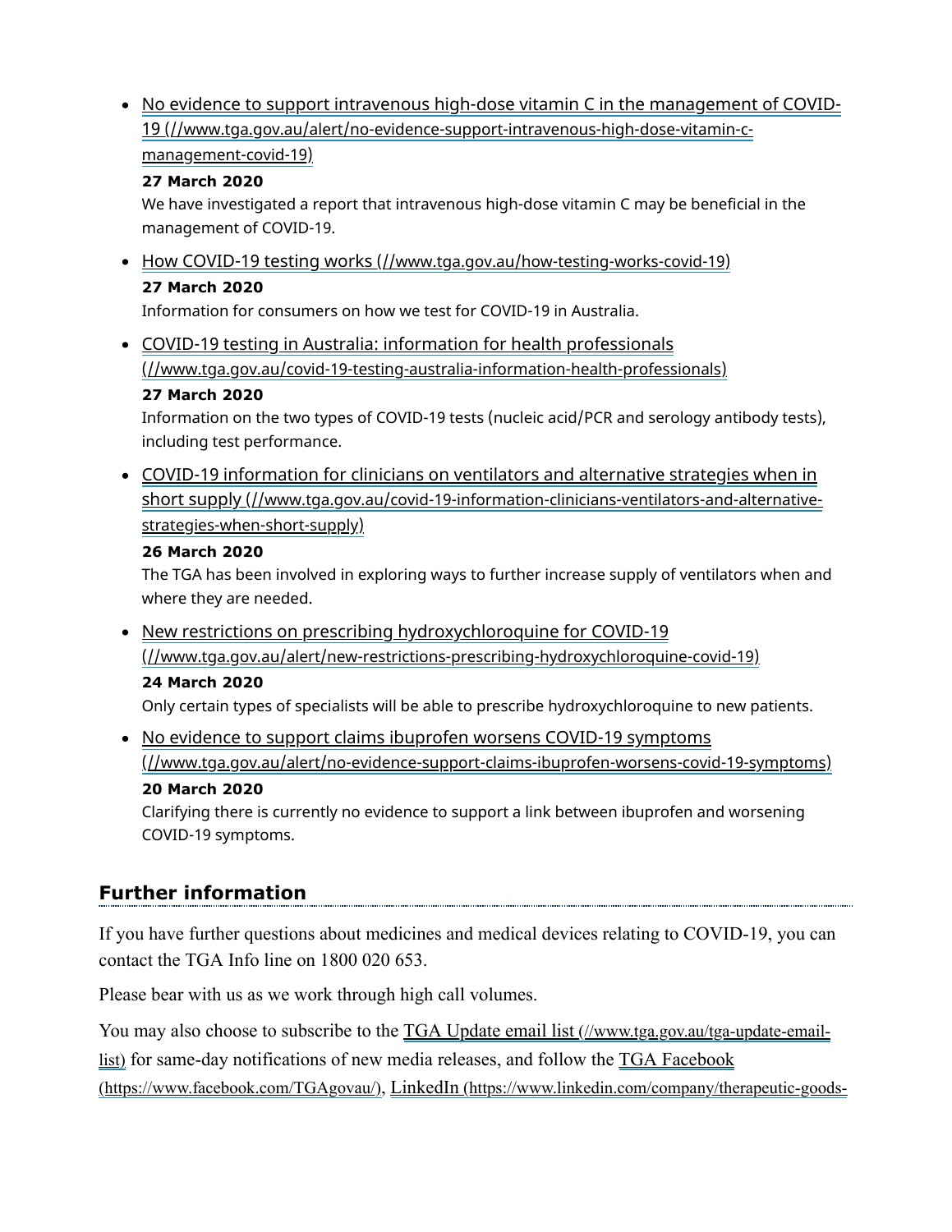- [No evidence to support intravenous high-dose vitamin C in the management of COVID-19 (//www.tga.gov.au/alert/no-evidence-support-intravenous-high-dose-vitamin-c-management-covid-19)](//www.tga.gov.au/alert/no-evidence-support-intravenous-high-dose-vitamin-c-management-covid-19)
  **27 March 2020**
  We have investigated a report that intravenous high-dose vitamin C may be beneficial in the management of COVID-19.
- [How COVID-19 testing works (//www.tga.gov.au/how-testing-works-covid-19)](//www.tga.gov.au/how-testing-works-covid-19)
  **27 March 2020**
  Information for consumers on how we test for COVID-19 in Australia.
- [COVID-19 testing in Australia: information for health professionals (//www.tga.gov.au/covid-19-testing-australia-information-health-professionals)](//www.tga.gov.au/covid-19-testing-australia-information-health-professionals)
  **27 March 2020**
  Information on the two types of COVID-19 tests (nucleic acid/PCR and serology antibody tests), including test performance.
- [COVID-19 information for clinicians on ventilators and alternative strategies when in short supply (//www.tga.gov.au/covid-19-information-clinicians-ventilators-and-alternative-strategies-when-short-supply)](//www.tga.gov.au/covid-19-information-clinicians-ventilators-and-alternative-strategies-when-short-supply)
  **26 March 2020**
  The TGA has been involved in exploring ways to further increase supply of ventilators when and where they are needed.
- [New restrictions on prescribing hydroxychloroquine for COVID-19 (//www.tga.gov.au/alert/new-restrictions-prescribing-hydroxychloroquine-covid-19)](//www.tga.gov.au/alert/new-restrictions-prescribing-hydroxychloroquine-covid-19)
  **24 March 2020**
  Only certain types of specialists will be able to prescribe hydroxychloroquine to new patients.
- [No evidence to support claims ibuprofen worsens COVID-19 symptoms (//www.tga.gov.au/alert/no-evidence-support-claims-ibuprofen-worsens-covid-19-symptoms)](//www.tga.gov.au/alert/no-evidence-support-claims-ibuprofen-worsens-covid-19-symptoms)
  **20 March 2020**
  Clarifying there is currently no evidence to support a link between ibuprofen and worsening COVID-19 symptoms.

## Further information

If you have further questions about medicines and medical devices relating to COVID-19, you can contact the TGA Info line on 1800 020 653.

Please bear with us as we work through high call volumes.

You may also choose to subscribe to the [TGA Update email list (//www.tga.gov.au/tga-update-email-list)](//www.tga.gov.au/tga-update-email-list) for same-day notifications of new media releases, and follow the [TGA Facebook (https://www.facebook.com/TGAgovau/)](https://www.facebook.com/TGAgovau/), [LinkedIn (https://www.linkedin.com/company/therapeutic-goods-](https://www.linkedin.com/company/therapeutic-goods-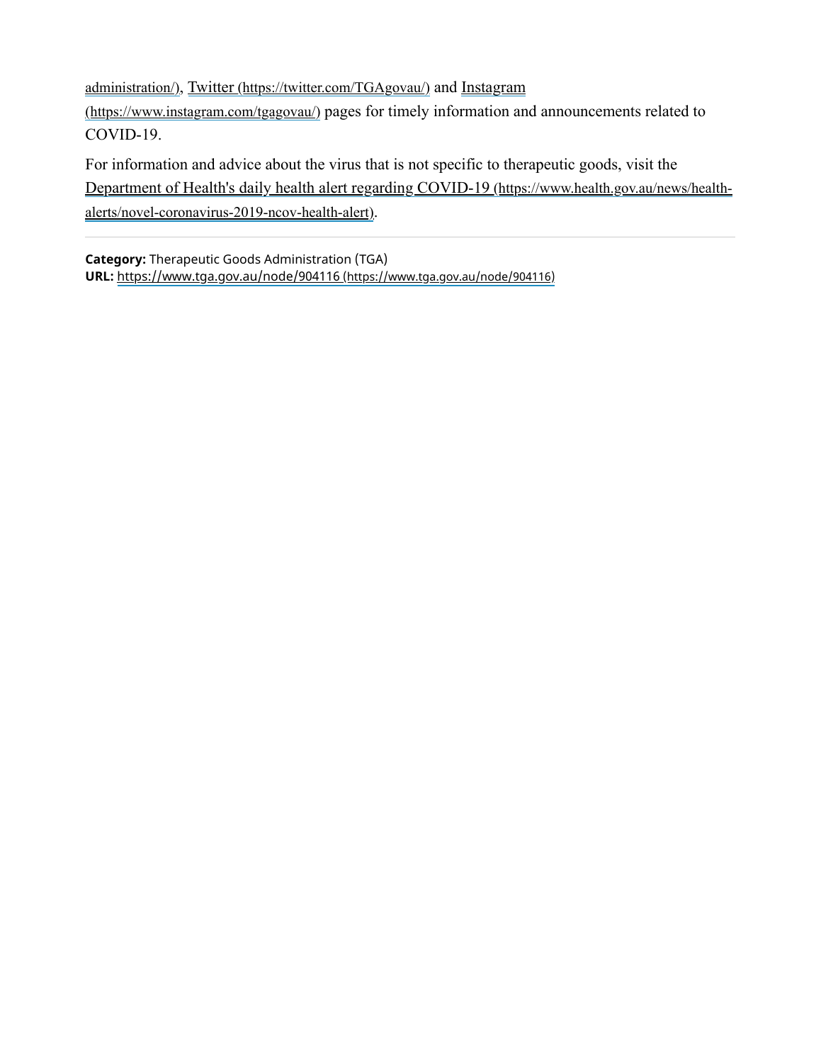administration/), Twitter (https://twitter.com/TGAgovau/) and Instagram (https://www.instagram.com/tgagovau/) pages for timely information and announcements related to COVID-19.

For information and advice about the virus that is not specific to therapeutic goods, visit the Department of Health's daily health alert regarding COVID-19 (https://www.health.gov.au/news/health-alerts/novel-coronavirus-2019-ncov-health-alert).

---

**Category:** Therapeutic Goods Administration (TGA)
**URL:** https://www.tga.gov.au/node/904116 (https://www.tga.gov.au/node/904116)